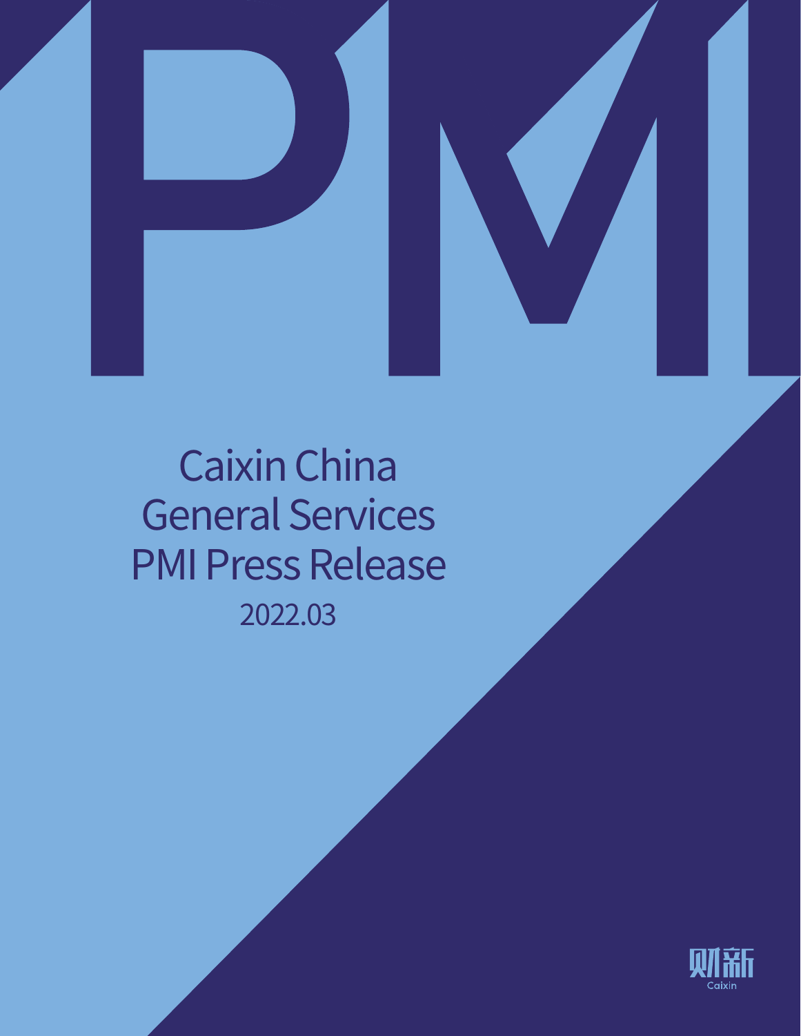# Caixin China General Services PMI Press Release

2022.03

财新

Caixin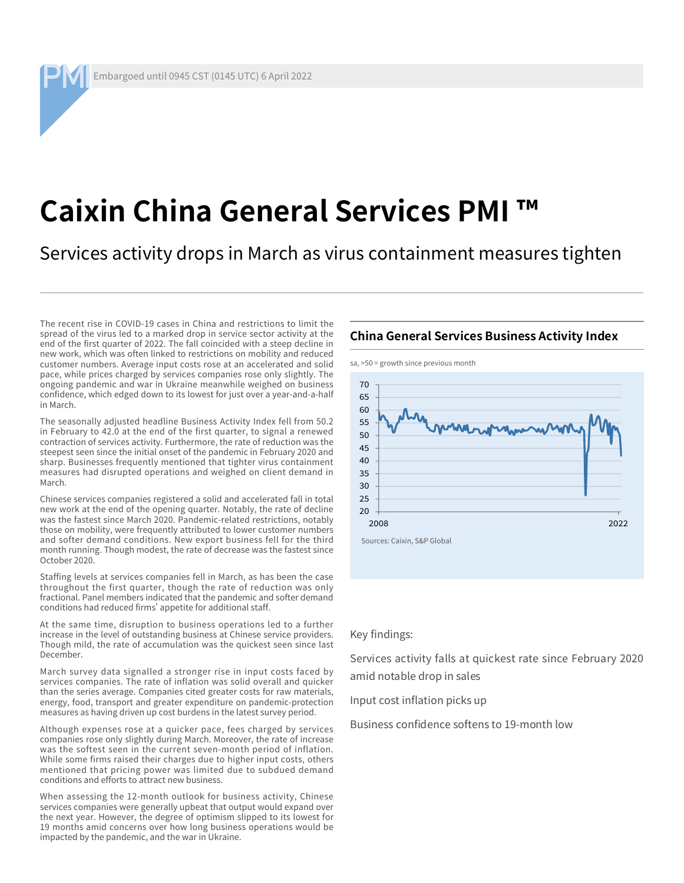Embargoed until 0945 CST (0145 UTC) 6 April 2022

# Caixin China General Services PMI ™

## Services activity drops in March as virus containment measures tighten

The recent rise in COVID-19 cases in China and restrictions to limit the spread of the virus led to a marked drop in service sector activity at the end of the first quarter of 2022. The fall coincided with a steep decline in new work, which was often linked to restrictions on mobility and reduced customer numbers. Average input costs rose at an accelerated and solid pace, while prices charged by services companies rose only slightly. The ongoing pandemic and war in Ukraine meanwhile weighed on business confidence, which edged down to its lowest for just over a year-and-a-half in March.

The seasonally adjusted headline Business Activity Index fell from 50.2 in February to 42.0 at the end of the first quarter, to signal a renewed contraction of services activity. Furthermore, the rate of reduction was the steepest seen since the initial onset of the pandemic in February 2020 and sharp. Businesses frequently mentioned that tighter virus containment measures had disrupted operations and weighed on client demand in March.

Chinese services companies registered a solid and accelerated fall in total new work at the end of the opening quarter. Notably, the rate of decline was the fastest since March 2020. Pandemic-related restrictions, notably those on mobility, were frequently attributed to lower customer numbers and softer demand conditions. New export business fell for the third month running. Though modest, the rate of decrease was the fastest since October 2020.

Staffing levels at services companies fell in March, as has been the case throughout the first quarter, though the rate of reduction was only fractional. Panel members indicated that the pandemic and softer demand conditions had reduced firms' appetite for additional staff.

At the same time, disruption to business operations led to a further increase in the level of outstanding business at Chinese service providers. Though mild, the rate of accumulation was the quickest seen since last December.

March survey data signalled a stronger rise in input costs faced by services companies. The rate of inflation was solid overall and quicker than the series average. Companies cited greater costs for raw materials, energy, food, transport and greater expenditure on pandemic-protection measures as having driven up cost burdens in the latest survey period.

Although expenses rose at a quicker pace, fees charged by services companies rose only slightly during March. Moreover, the rate of increase was the softest seen in the current seven-month period of inflation. While some firms raised their charges due to higher input costs, others mentioned that pricing power was limited due to subdued demand conditions and efforts to attract new business.

When assessing the 12-month outlook for business activity, Chinese services companies were generally upbeat that output would expand over the next year. However, the degree of optimism slipped to its lowest for 19 months amid concerns over how long business operations would be impacted by the pandemic, and the war in Ukraine.

### China General Services Business Activity Index

sa, >50 = growth since previous month

Sources: Caixin, S&P Global

Key findings:

Services activity falls at quickest rate since February 2020 amid notable drop in sales

Input cost inflation picks up

Business confidence softens to 19-month low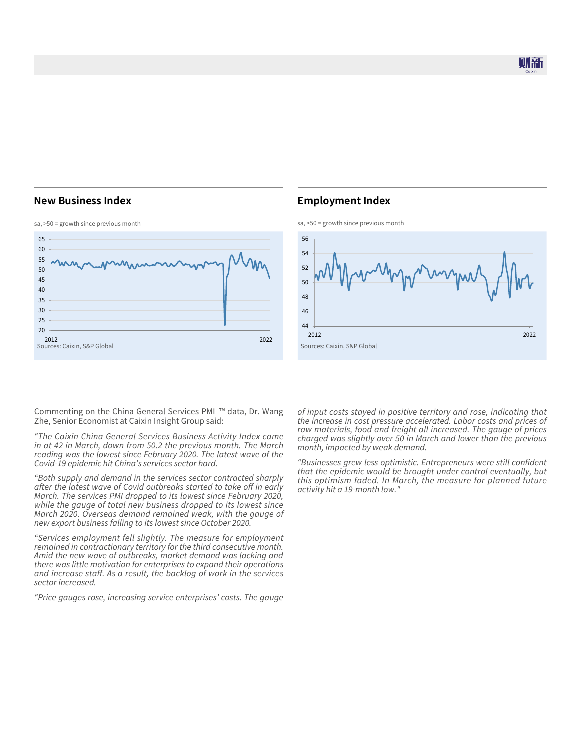## New Business Index

sa, >50 = growth since previous month

Sources: Caixin, S&P Global

## Employment Index

sa, >50 = growth since previous month

Sources: Caixin, S&P Global

Commenting on the China General Services PMI ™ data, Dr. Wang Zhe, Senior Economist at Caixin Insight Group said:

*"The Caixin China General Services Business Activity Index came in at 42 in March, down from 50.2 the previous month. The March reading was the lowest since February 2020. The latest wave of the Covid-19 epidemic hit China's services sector hard.*

*"Both supply and demand in the services sector contracted sharply after the latest wave of Covid outbreaks started to take off in early March. The services PMI dropped to its lowest since February 2020, while the gauge of total new business dropped to its lowest since March 2020. Overseas demand remained weak, with the gauge of new export business falling to its lowest since October 2020.*

*"Services employment fell slightly. The measure for employment remained in contractionary territory for the third consecutive month. Amid the new wave of outbreaks, market demand was lacking and there was little motivation for enterprises to expand their operations and increase staff. As a result, the backlog of work in the services sector increased.*

*"Price gauges rose, increasing service enterprises' costs. The gauge of input costs stayed in positive territory and rose, indicating that the increase in cost pressure accelerated. Labor costs and prices of raw materials, food and freight all increased. The gauge of prices charged was slightly over 50 in March and lower than the previous month, impacted by weak demand.*

*"Businesses grew less optimistic. Entrepreneurs were still confident that the epidemic would be brought under control eventually, but this optimism faded. In March, the measure for planned future activity hit a 19-month low."*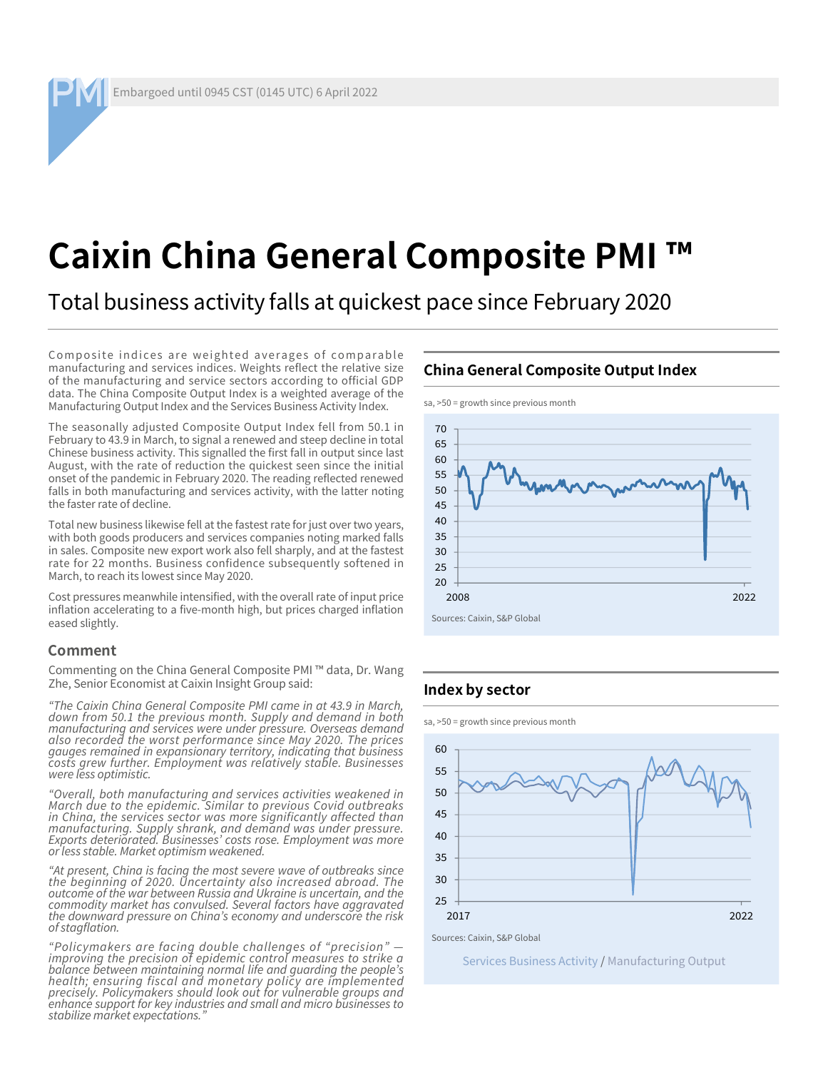Embargoed until 0945 CST (0145 UTC) 6 April 2022

# Caixin China General Composite PMI ™

## Total business activity falls at quickest pace since February 2020

Composite indices are weighted averages of comparable manufacturing and services indices. Weights reflect the relative size of the manufacturing and service sectors according to official GDP data. The China Composite Output Index is a weighted average of the Manufacturing Output Index and the Services Business Activity Index.

The seasonally adjusted Composite Output Index fell from 50.1 in February to 43.9 in March, to signal a renewed and steep decline in total Chinese business activity. This signalled the first fall in output since last August, with the rate of reduction the quickest seen since the initial onset of the pandemic in February 2020. The reading reflected renewed falls in both manufacturing and services activity, with the latter noting the faster rate of decline.

Total new business likewise fell at the fastest rate for just over two years, with both goods producers and services companies noting marked falls in sales. Composite new export work also fell sharply, and at the fastest rate for 22 months. Business confidence subsequently softened in March, to reach its lowest since May 2020.

Cost pressures meanwhile intensified, with the overall rate of input price inflation accelerating to a five-month high, but prices charged inflation eased slightly.

### Comment

Commenting on the China General Composite PMI ™ data, Dr. Wang Zhe, Senior Economist at Caixin Insight Group said:

*"The Caixin China General Composite PMI came in at 43.9 in March, down from 50.1 the previous month. Supply and demand in both manufacturing and services were under pressure. Overseas demand also recorded the worst performance since May 2020. The prices gauges remained in expansionary territory, indicating that business costs grew further. Employment was relatively stable. Businesses were less optimistic.*

*"Overall, both manufacturing and services activities weakened in March due to the epidemic. Similar to previous Covid outbreaks in China, the services sector was more significantly affected than manufacturing. Supply shrank, and demand was under pressure. Exports deteriorated. Businesses' costs rose. Employment was more or less stable. Market optimism weakened.*

*"At present, China is facing the most severe wave of outbreaks since the beginning of 2020. Uncertainty also increased abroad. The outcome of the war between Russia and Ukraine is uncertain, and the commodity market has convulsed. Several factors have aggravated the downward pressure on China's economy and underscore the risk of stagflation.*

*"Policymakers are facing double challenges of "precision" — improving the precision of epidemic control measures to strike a balance between maintaining normal life and guarding the people's health; ensuring fiscal and monetary policy are implemented precisely. Policymakers should look out for vulnerable groups and enhance support for key industries and small and micro businesses to stabilize market expectations."*

### China General Composite Output Index

sa, >50 = growth since previous month

Sources: Caixin, S&P Global

### Index by sector

sa, >50 = growth since previous month

Sources: Caixin, S&P Global

Services Business Activity / Manufacturing Output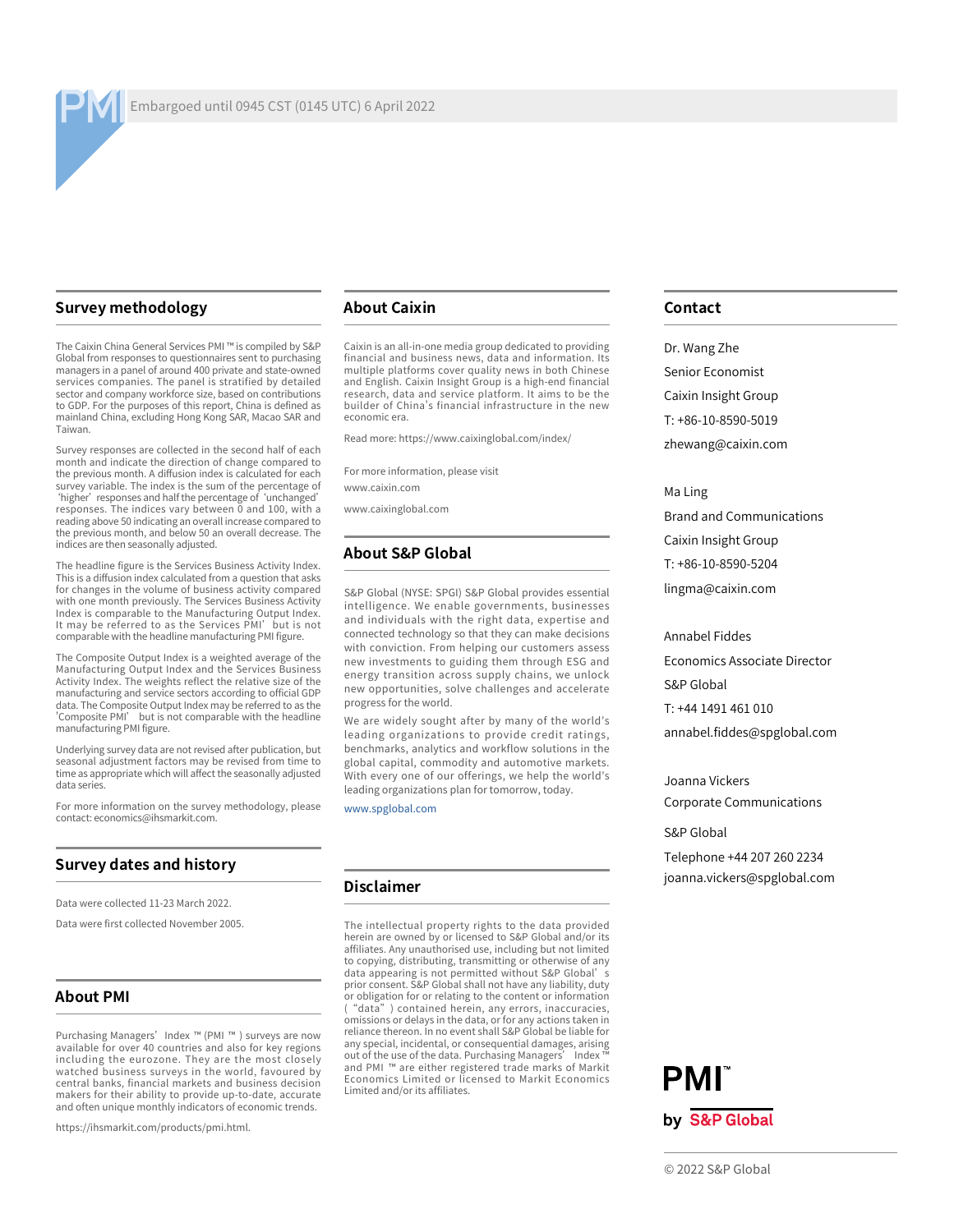Embargoed until 0945 CST (0145 UTC) 6 April 2022

## Survey methodology

The Caixin China General Services PMI ™ is compiled by S&P Global from responses to questionnaires sent to purchasing managers in a panel of around 400 private and state-owned services companies. The panel is stratified by detailed sector and company workforce size, based on contributions to GDP. For the purposes of this report, China is defined as mainland China, excluding Hong Kong SAR, Macao SAR and Taiwan.

Survey responses are collected in the second half of each month and indicate the direction of change compared to the previous month. A diffusion index is calculated for each survey variable. The index is the sum of the percentage of 'higher' responses and half the percentage of 'unchanged' responses. The indices vary between 0 and 100, with a reading above 50 indicating an overall increase compared to the previous month, and below 50 an overall decrease. The indices are then seasonally adjusted.

The headline figure is the Services Business Activity Index. This is a diffusion index calculated from a question that asks for changes in the volume of business activity compared with one month previously. The Services Business Activity Index is comparable to the Manufacturing Output Index. It may be referred to as the Services PMI' but is not comparable with the headline manufacturing PMI figure.

The Composite Output Index is a weighted average of the Manufacturing Output Index and the Services Business Activity Index. The weights reflect the relative size of the manufacturing and service sectors according to official GDP data. The Composite Output Index may be referred to as the 'Composite PMI' but is not comparable with the headline manufacturing PMI figure.

Underlying survey data are not revised after publication, but seasonal adjustment factors may be revised from time to time as appropriate which will affect the seasonally adjusted data series.

For more information on the survey methodology, please contact: economics@ihsmarkit.com.

## Survey dates and history

Data were collected 11-23 March 2022.

Data were first collected November 2005.

## About PMI

Purchasing Managers' Index ™ (PMI ™ ) surveys are now available for over 40 countries and also for key regions including the eurozone. They are the most closely watched business surveys in the world, favoured by central banks, financial markets and business decision makers for their ability to provide up-to-date, accurate and often unique monthly indicators of economic trends.

https://ihsmarkit.com/products/pmi.html.

## About Caixin

Caixin is an all-in-one media group dedicated to providing financial and business news, data and information. Its multiple platforms cover quality news in both Chinese and English. Caixin Insight Group is a high-end financial research, data and service platform. It aims to be the builder of China's financial infrastructure in the new economic era.

Read more: https://www.caixinglobal.com/index/

For more information, please visit

www.caixin.com

www.caixinglobal.com

## About S&P Global

S&P Global (NYSE: SPGI) S&P Global provides essential intelligence. We enable governments, businesses and individuals with the right data, expertise and connected technology so that they can make decisions with conviction. From helping our customers assess new investments to guiding them through ESG and energy transition across supply chains, we unlock new opportunities, solve challenges and accelerate progress for the world.

We are widely sought after by many of the world's leading organizations to provide credit ratings, benchmarks, analytics and workflow solutions in the global capital, commodity and automotive markets. With every one of our offerings, we help the world's leading organizations plan for tomorrow, today.

www.spglobal.com

## Disclaimer

The intellectual property rights to the data provided herein are owned by or licensed to S&P Global and/or its affiliates. Any unauthorised use, including but not limited to copying, distributing, transmitting or otherwise of any data appearing is not permitted without S&P Global's prior consent. S&P Global shall not have any liability, duty or obligation for or relating to the content or information ("data") contained herein, any errors, inaccuracies, omissions or delays in the data, or for any actions taken in reliance thereon. In no event shall S&P Global be liable for any special, incidental, or consequential damages, arising out of the use of the data. Purchasing Managers' Index ™ and PMI ™ are either registered trade marks of Markit Economics Limited or licensed to Markit Economics Limited and/or its affiliates.

## Contact

Dr. Wang Zhe
Senior Economist
Caixin Insight Group
T: +86-10-8590-5019
zhewang@caixin.com

Ma Ling
Brand and Communications
Caixin Insight Group
T: +86-10-8590-5204
lingma@caixin.com

Annabel Fiddes
Economics Associate Director
S&P Global
T: +44 1491 461 010
annabel.fiddes@spglobal.com

Joanna Vickers
Corporate Communications
S&P Global
Telephone +44 207 260 2234
joanna.vickers@spglobal.com

PMI™ by S&P Global

© 2022 S&P Global